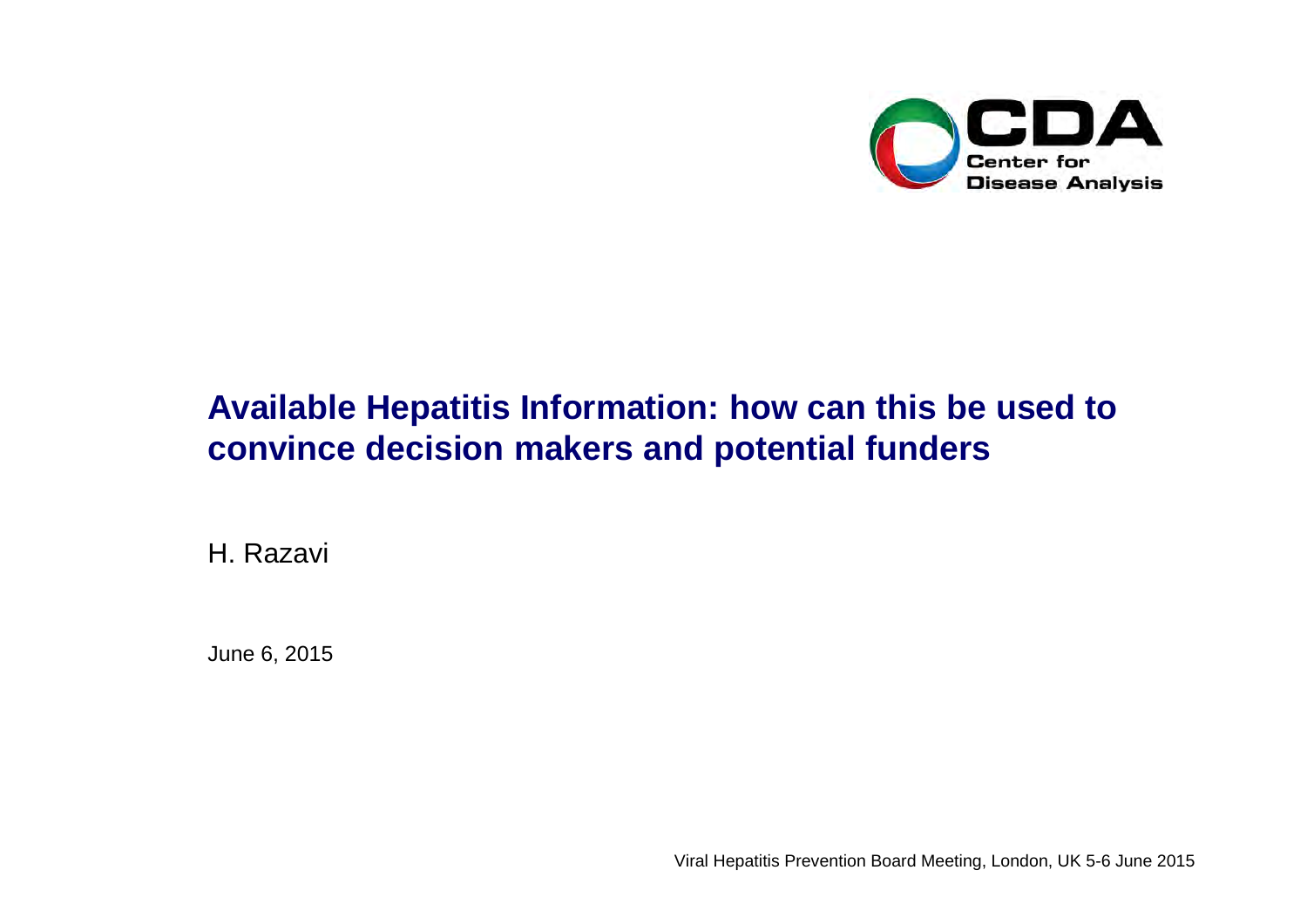CDA Center for Disease Analysis

# Available Hepatitis Information: how can this be used to convince decision makers and potential funders

H. Razavi

June 6, 2015

Viral Hepatitis Prevention Board Meeting, London, UK 5-6 June 2015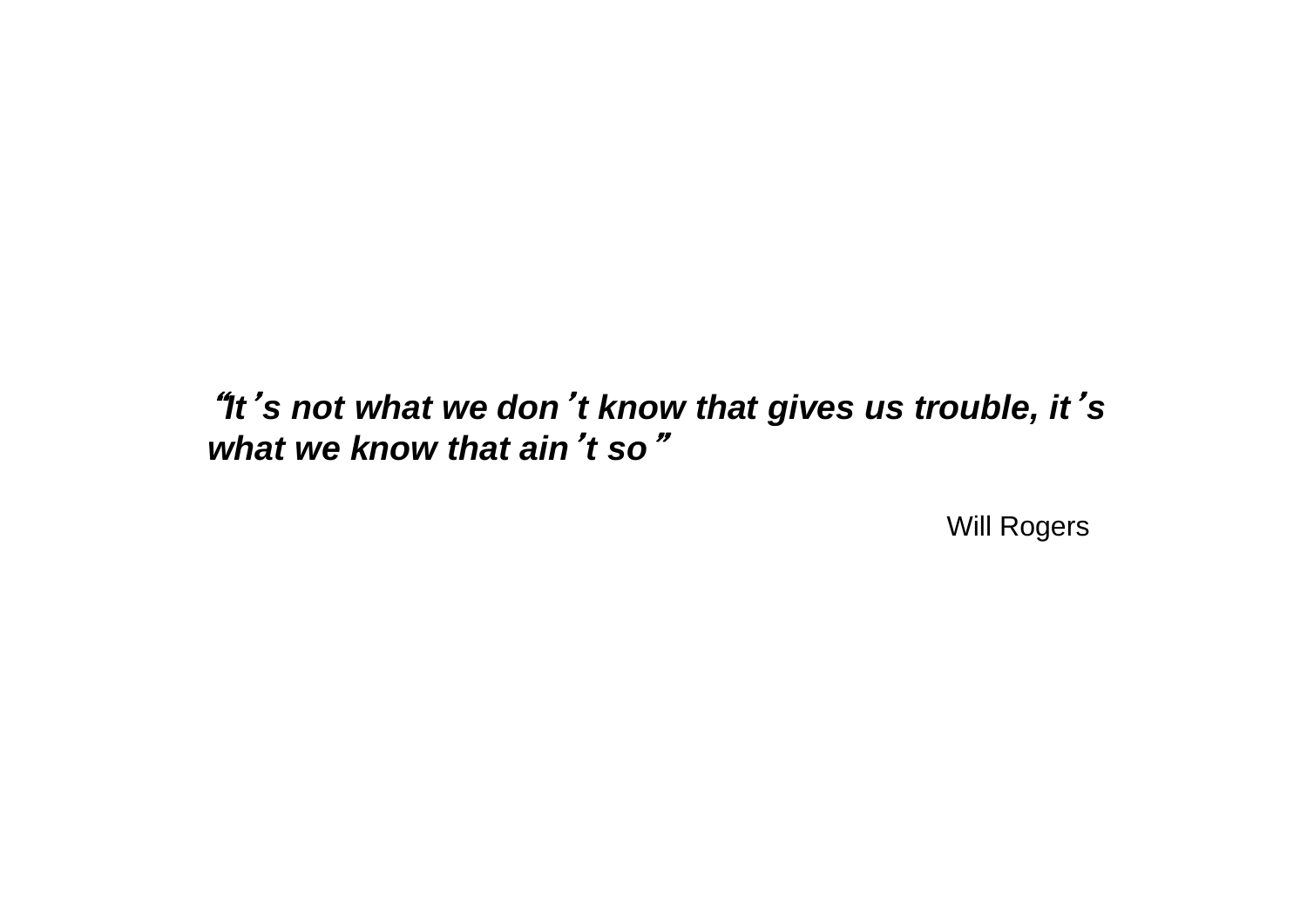***"It's not what we don't know that gives us trouble, it's what we know that ain't so"***

Will Rogers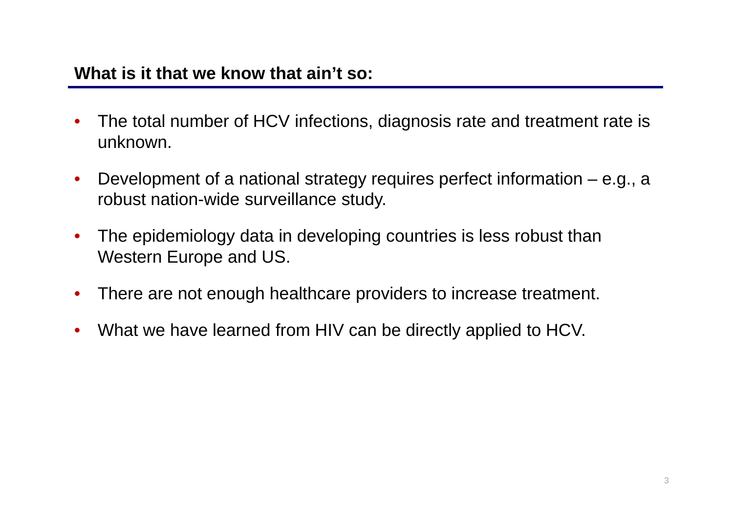## What is it that we know that ain't so:

- The total number of HCV infections, diagnosis rate and treatment rate is unknown.
- Development of a national strategy requires perfect information – e.g., a robust nation-wide surveillance study.
- The epidemiology data in developing countries is less robust than Western Europe and US.
- There are not enough healthcare providers to increase treatment.
- What we have learned from HIV can be directly applied to HCV.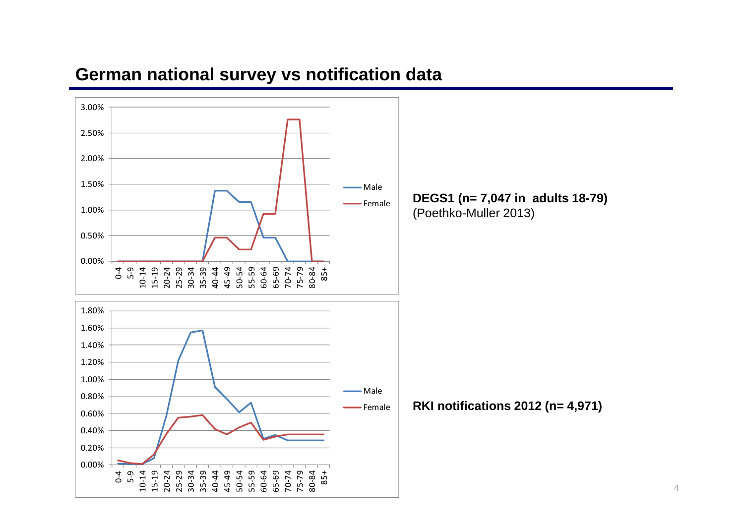## German national survey vs notification data

**DEGS1 (n= 7,047 in adults 18-79)**
(Poethko-Muller 2013)

**RKI notifications 2012 (n= 4,971)**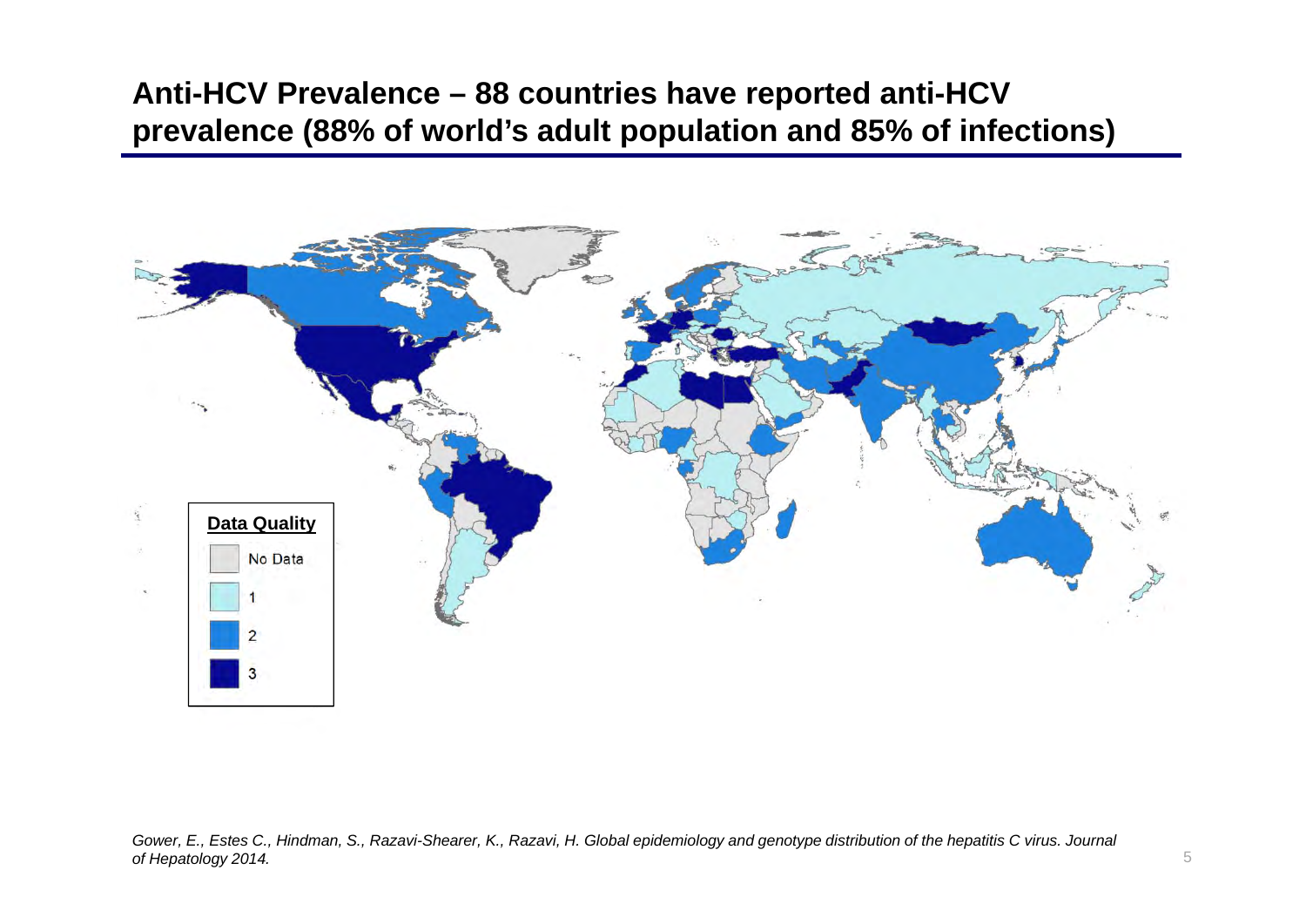## Anti-HCV Prevalence – 88 countries have reported anti-HCV prevalence (88% of world's adult population and 85% of infections)

**Data Quality**

- No Data
- 1
- 2
- 3

*Gower, E., Estes C., Hindman, S., Razavi-Shearer, K., Razavi, H. Global epidemiology and genotype distribution of the hepatitis C virus. Journal of Hepatology 2014.*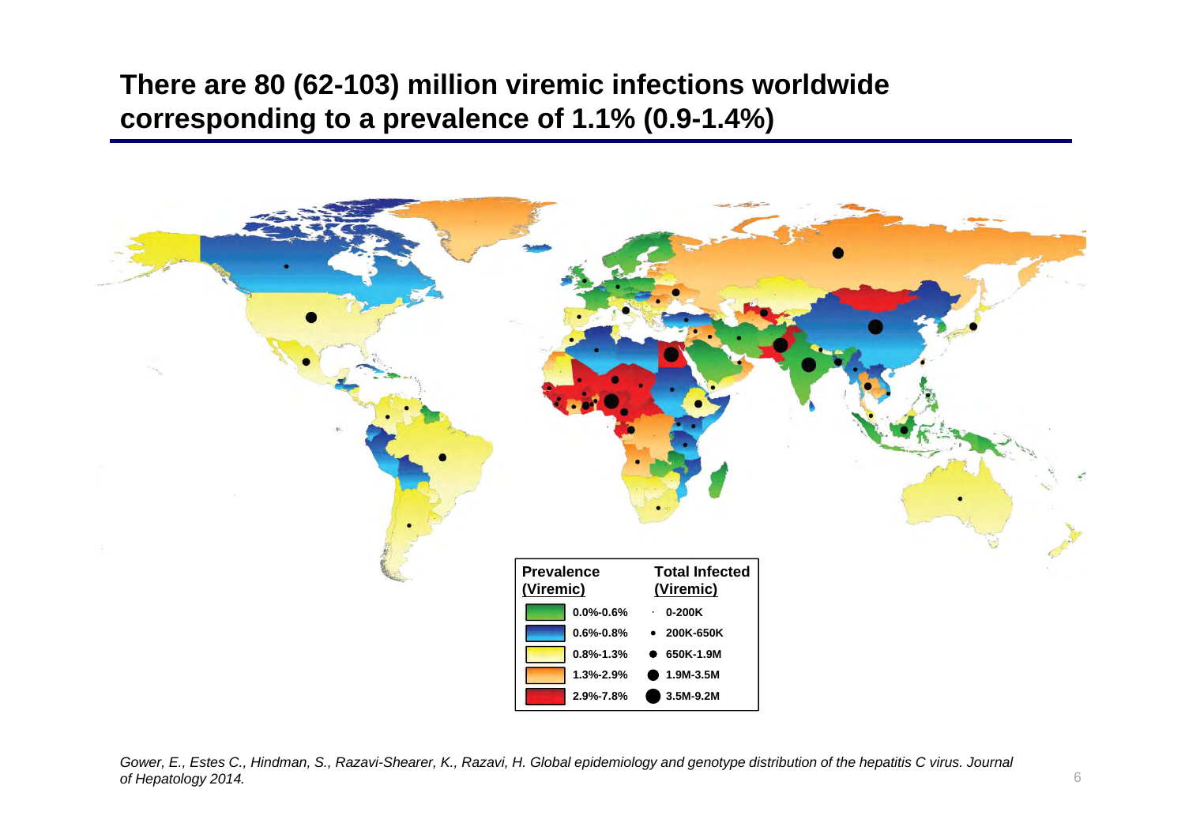# There are 80 (62-103) million viremic infections worldwide corresponding to a prevalence of 1.1% (0.9-1.4%)

| Prevalence (Viremic) | Total Infected (Viremic) |
| --- | --- |
| 0.0%-0.6% | 0-200K |
| 0.6%-0.8% | 200K-650K |
| 0.8%-1.3% | 650K-1.9M |
| 1.3%-2.9% | 1.9M-3.5M |
| 2.9%-7.8% | 3.5M-9.2M |

*Gower, E., Estes C., Hindman, S., Razavi-Shearer, K., Razavi, H. Global epidemiology and genotype distribution of the hepatitis C virus. Journal of Hepatology 2014.*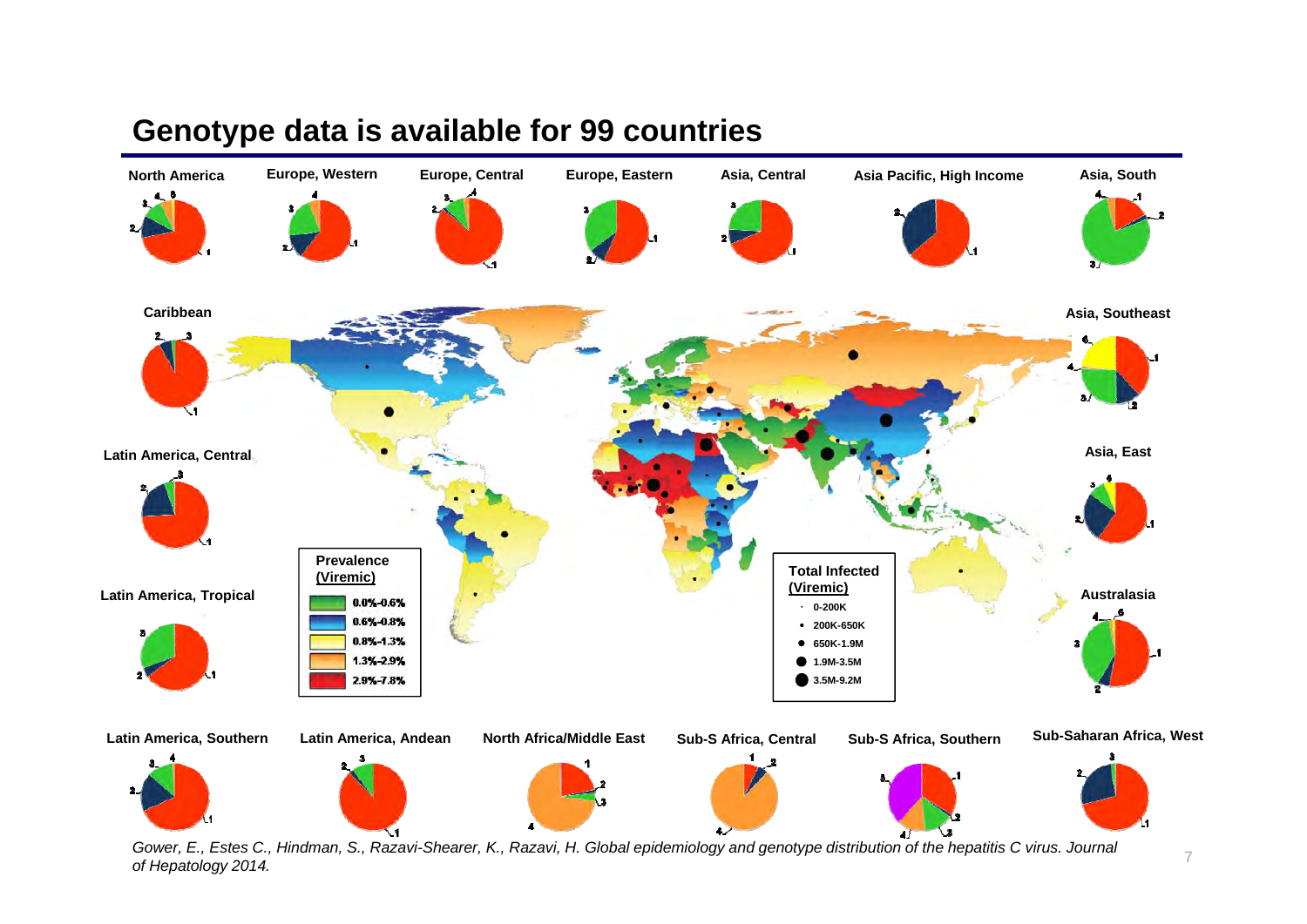# Genotype data is available for 99 countries

North America

Europe, Western

Europe, Central

Europe, Eastern

Asia, Central

Asia Pacific, High Income

Asia, South

Caribbean

Asia, Southeast

Latin America, Central

Asia, East

Latin America, Tropical

Australasia

Latin America, Southern

Latin America, Andean

North Africa/Middle East

Sub-S Africa, Central

Sub-S Africa, Southern

Sub-Saharan Africa, West

**Prevalence (Viremic)**

- 0.0%-0.6%
- 0.6%-0.8%
- 0.8%-1.3%
- 1.3%-2.9%
- 2.9%-7.8%

**Total Infected (Viremic)**

- 0-200K
- 200K-650K
- 650K-1.9M
- 1.9M-3.5M
- 3.5M-9.2M

*Gower, E., Estes C., Hindman, S., Razavi-Shearer, K., Razavi, H. Global epidemiology and genotype distribution of the hepatitis C virus. Journal of Hepatology 2014.*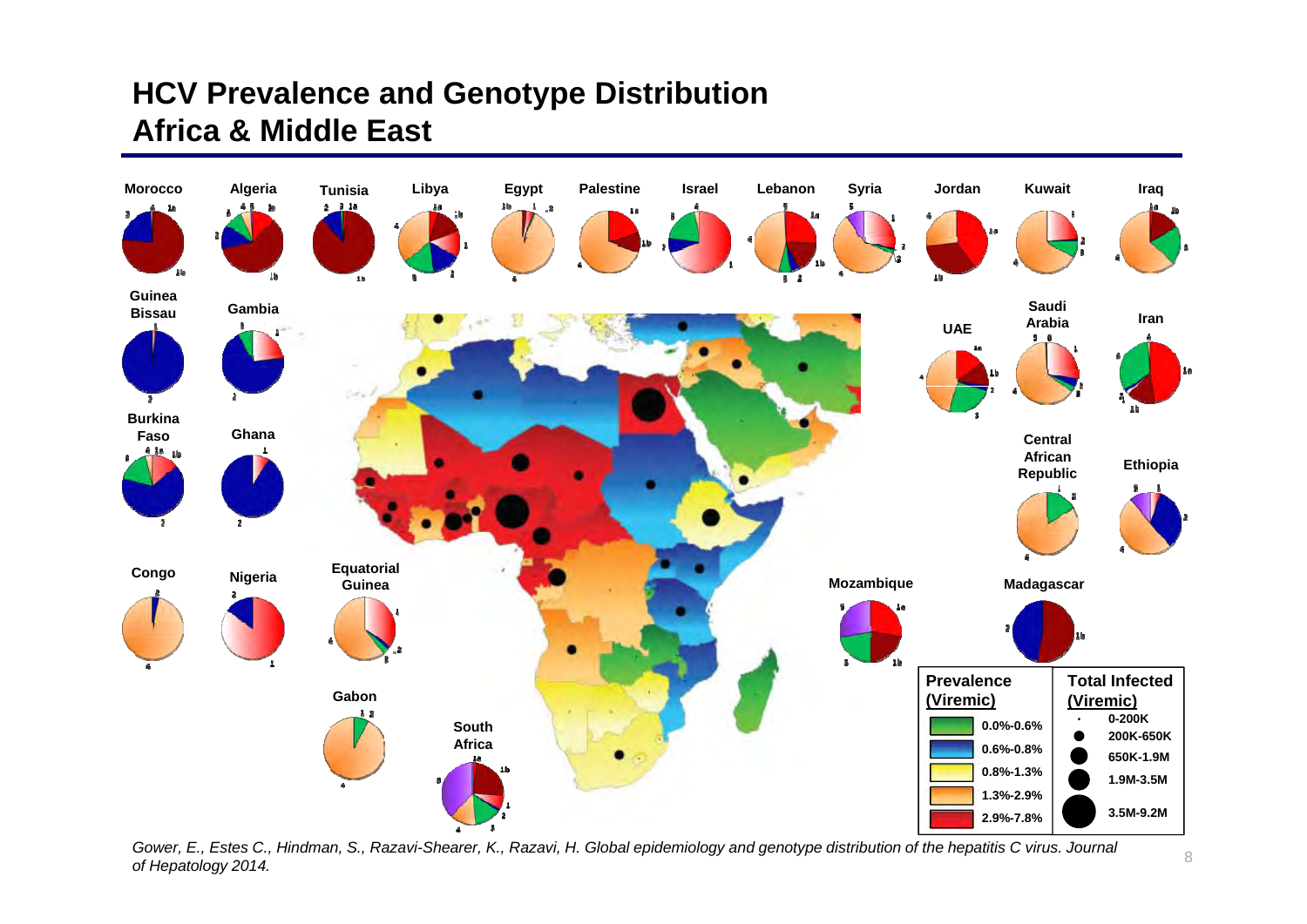# HCV Prevalence and Genotype Distribution
# Africa & Middle East

Morocco, Algeria, Tunisia, Libya, Egypt, Palestine, Israel, Lebanon, Syria, Jordan, Kuwait, Iraq

Guinea Bissau, Gambia, UAE, Saudi Arabia, Iran

Burkina Faso, Ghana, Central African Republic, Ethiopia

Congo, Nigeria, Equatorial Guinea, Mozambique, Madagascar

Gabon, South Africa

| Prevalence (Viremic) | Total Infected (Viremic) |
|---|---|
| 0.0%-0.6% | 0-200K |
| 0.6%-0.8% | 200K-650K |
| 0.8%-1.3% | 650K-1.9M |
| 1.3%-2.9% | 1.9M-3.5M |
| 2.9%-7.8% | 3.5M-9.2M |

*Gower, E., Estes C., Hindman, S., Razavi-Shearer, K., Razavi, H. Global epidemiology and genotype distribution of the hepatitis C virus. Journal of Hepatology 2014.*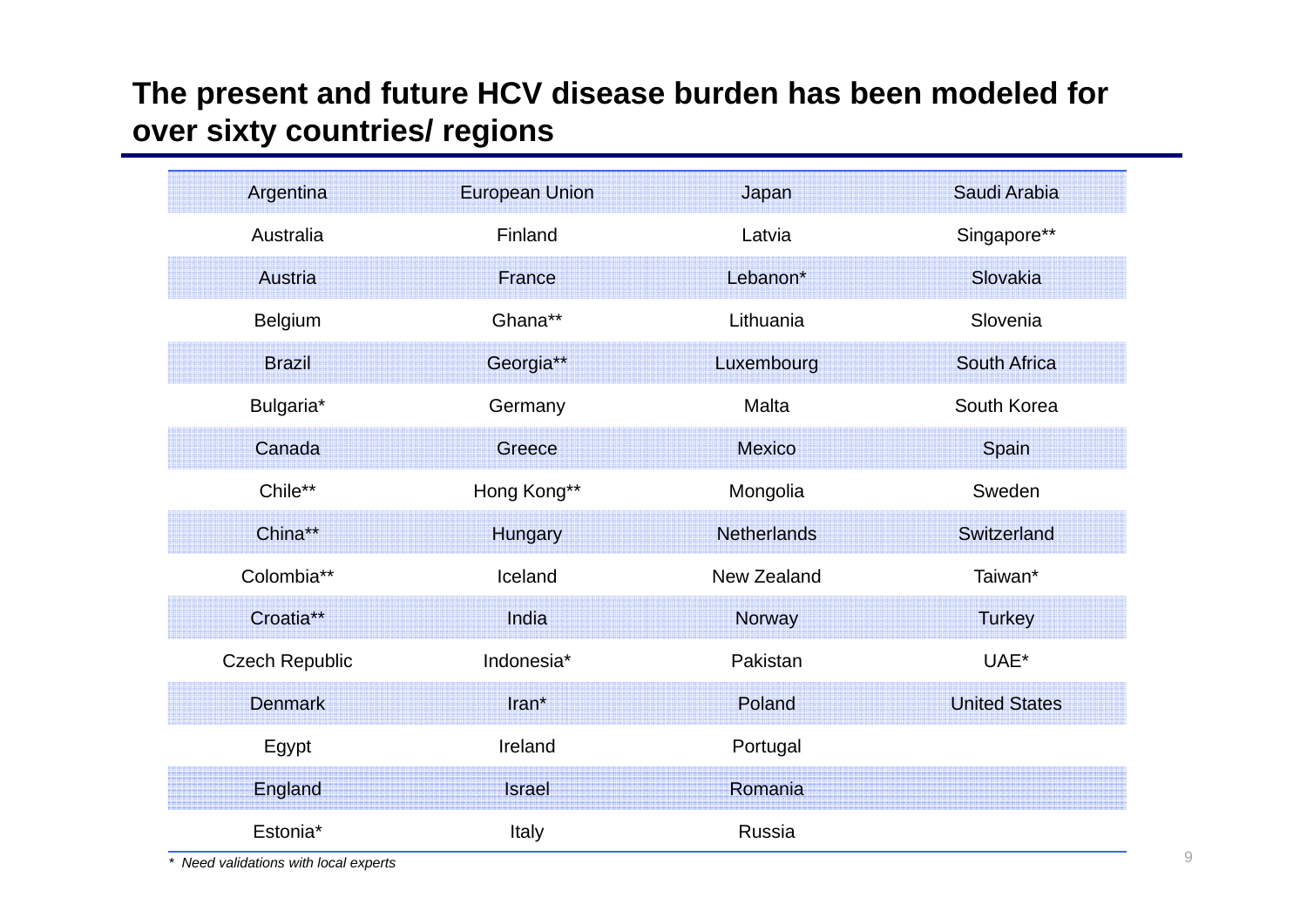## The present and future HCV disease burden has been modeled for over sixty countries/ regions

| | | | |
|---|---|---|---|
| Argentina | European Union | Japan | Saudi Arabia |
| Australia | Finland | Latvia | Singapore** |
| Austria | France | Lebanon* | Slovakia |
| Belgium | Ghana** | Lithuania | Slovenia |
| Brazil | Georgia** | Luxembourg | South Africa |
| Bulgaria* | Germany | Malta | South Korea |
| Canada | Greece | Mexico | Spain |
| Chile** | Hong Kong** | Mongolia | Sweden |
| China** | Hungary | Netherlands | Switzerland |
| Colombia** | Iceland | New Zealand | Taiwan* |
| Croatia** | India | Norway | Turkey |
| Czech Republic | Indonesia* | Pakistan | UAE* |
| Denmark | Iran* | Poland | United States |
| Egypt | Ireland | Portugal | |
| England | Israel | Romania | |
| Estonia* | Italy | Russia | |

*\* Need validations with local experts*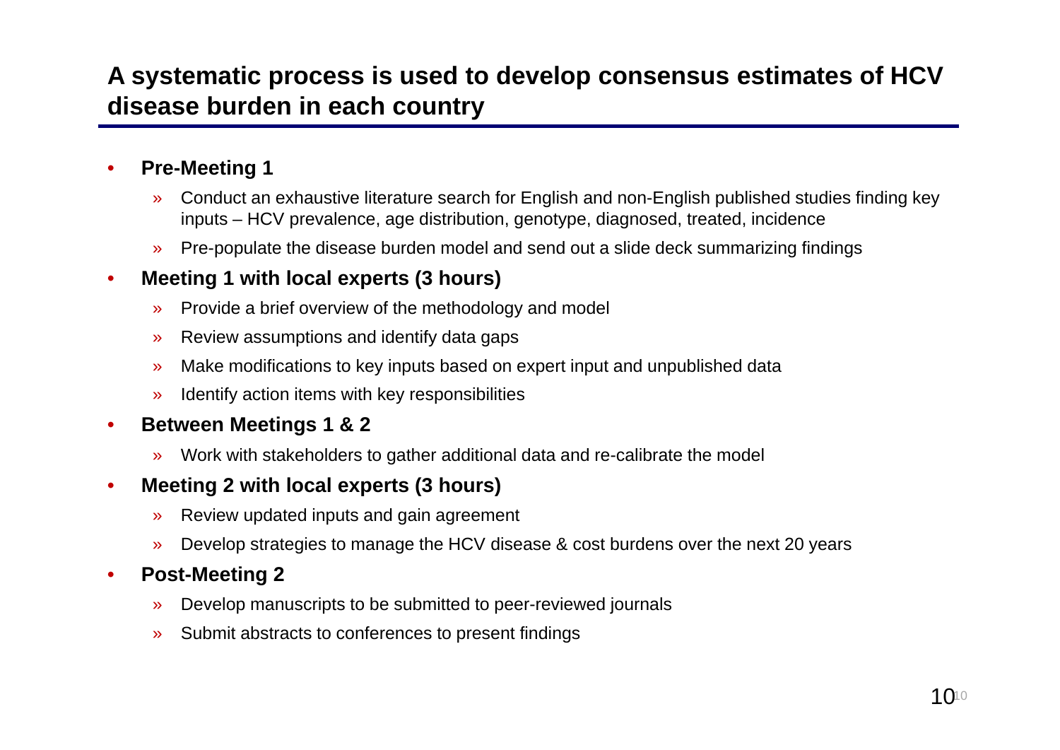## A systematic process is used to develop consensus estimates of HCV disease burden in each country

- **Pre-Meeting 1**
  - Conduct an exhaustive literature search for English and non-English published studies finding key inputs – HCV prevalence, age distribution, genotype, diagnosed, treated, incidence
  - Pre-populate the disease burden model and send out a slide deck summarizing findings
- **Meeting 1 with local experts (3 hours)**
  - Provide a brief overview of the methodology and model
  - Review assumptions and identify data gaps
  - Make modifications to key inputs based on expert input and unpublished data
  - Identify action items with key responsibilities
- **Between Meetings 1 & 2**
  - Work with stakeholders to gather additional data and re-calibrate the model
- **Meeting 2 with local experts (3 hours)**
  - Review updated inputs and gain agreement
  - Develop strategies to manage the HCV disease & cost burdens over the next 20 years
- **Post-Meeting 2**
  - Develop manuscripts to be submitted to peer-reviewed journals
  - Submit abstracts to conferences to present findings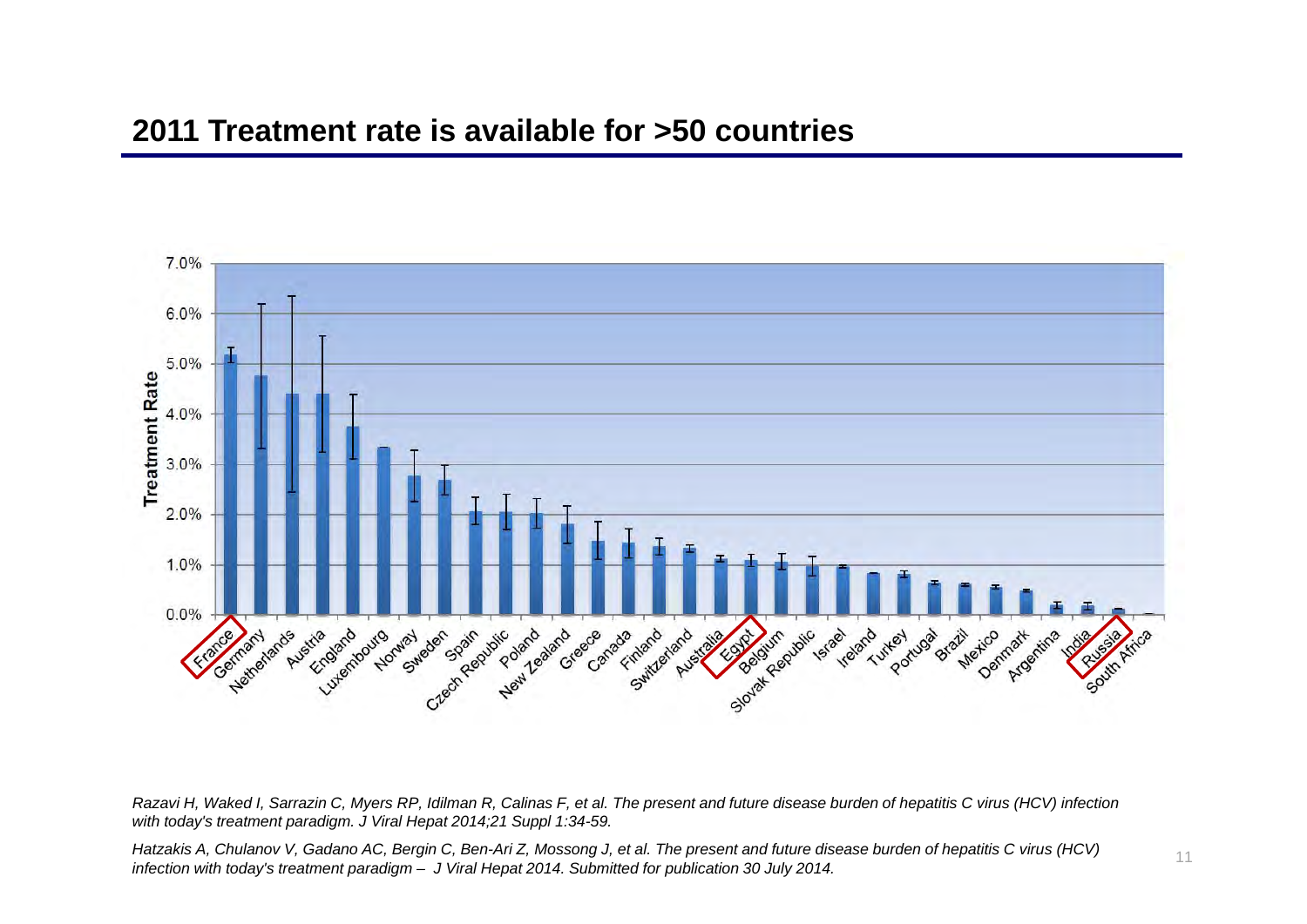## 2011 Treatment rate is available for >50 countries

*Razavi H, Waked I, Sarrazin C, Myers RP, Idilman R, Calinas F, et al. The present and future disease burden of hepatitis C virus (HCV) infection with today's treatment paradigm. J Viral Hepat 2014;21 Suppl 1:34-59.*

*Hatzakis A, Chulanov V, Gadano AC, Bergin C, Ben-Ari Z, Mossong J, et al. The present and future disease burden of hepatitis C virus (HCV) infection with today's treatment paradigm – J Viral Hepat 2014. Submitted for publication 30 July 2014.*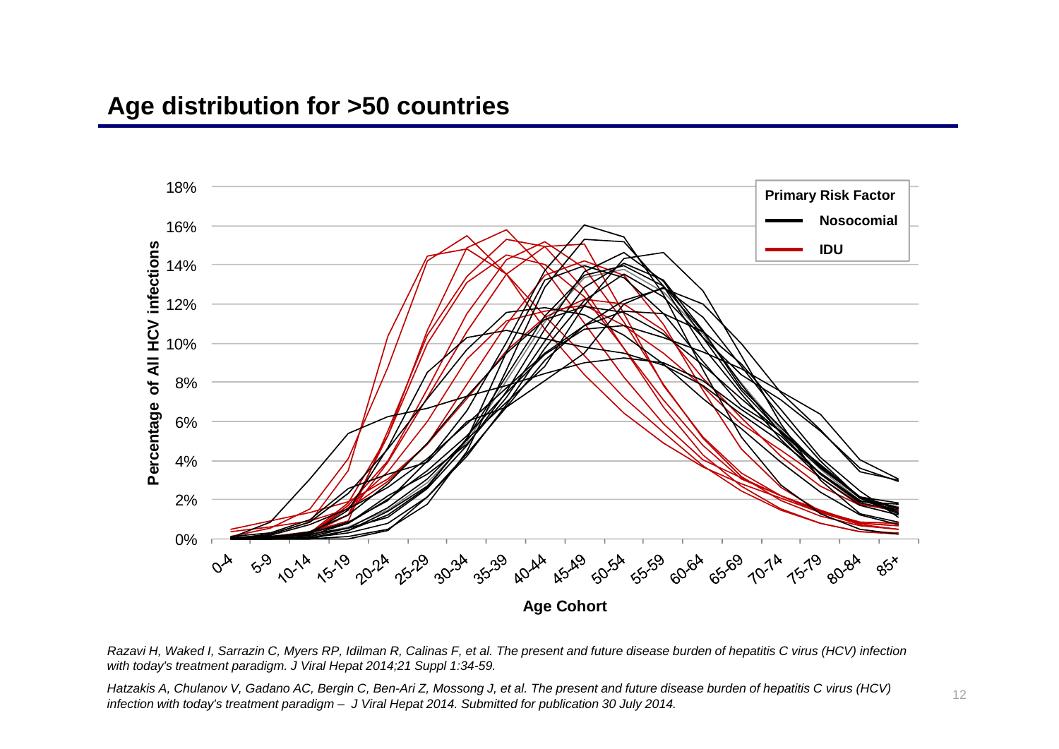## Age distribution for >50 countries

*Razavi H, Waked I, Sarrazin C, Myers RP, Idilman R, Calinas F, et al. The present and future disease burden of hepatitis C virus (HCV) infection with today's treatment paradigm. J Viral Hepat 2014;21 Suppl 1:34-59.*

*Hatzakis A, Chulanov V, Gadano AC, Bergin C, Ben-Ari Z, Mossong J, et al. The present and future disease burden of hepatitis C virus (HCV) infection with today's treatment paradigm – J Viral Hepat 2014. Submitted for publication 30 July 2014.*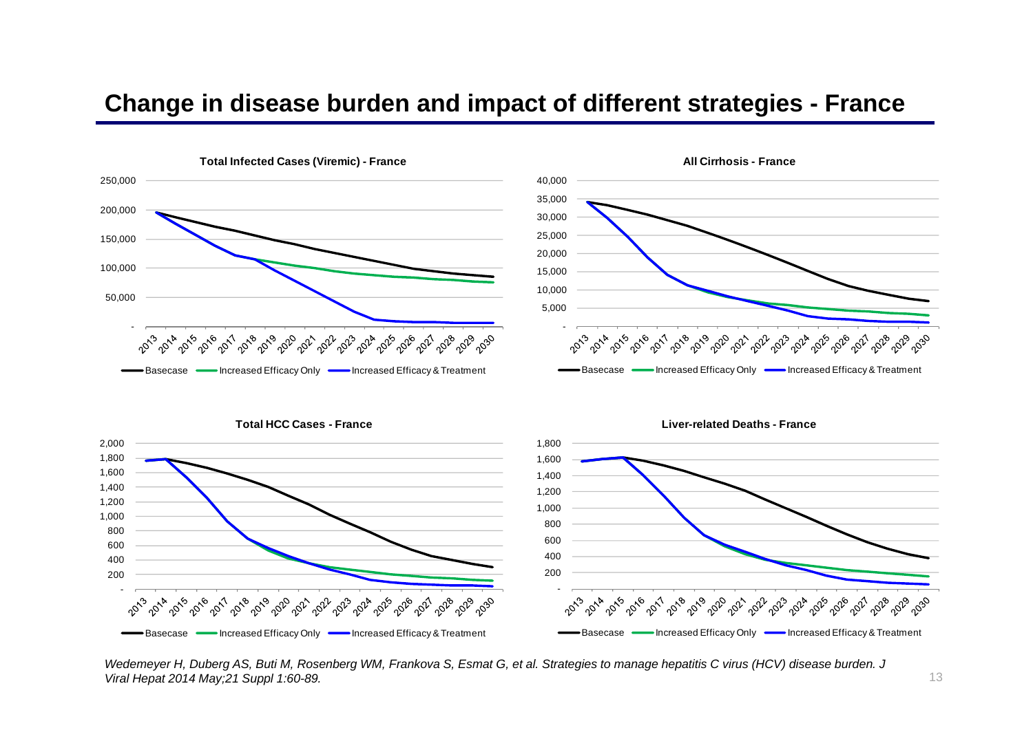# Change in disease burden and impact of different strategies - France

**Total Infected Cases (Viremic) - France**

**All Cirrhosis - France**

**Total HCC Cases - France**

**Liver-related Deaths - France**

Basecase — Increased Efficacy Only — Increased Efficacy & Treatment

*Wedemeyer H, Duberg AS, Buti M, Rosenberg WM, Frankova S, Esmat G, et al. Strategies to manage hepatitis C virus (HCV) disease burden. J Viral Hepat 2014 May;21 Suppl 1:60-89.*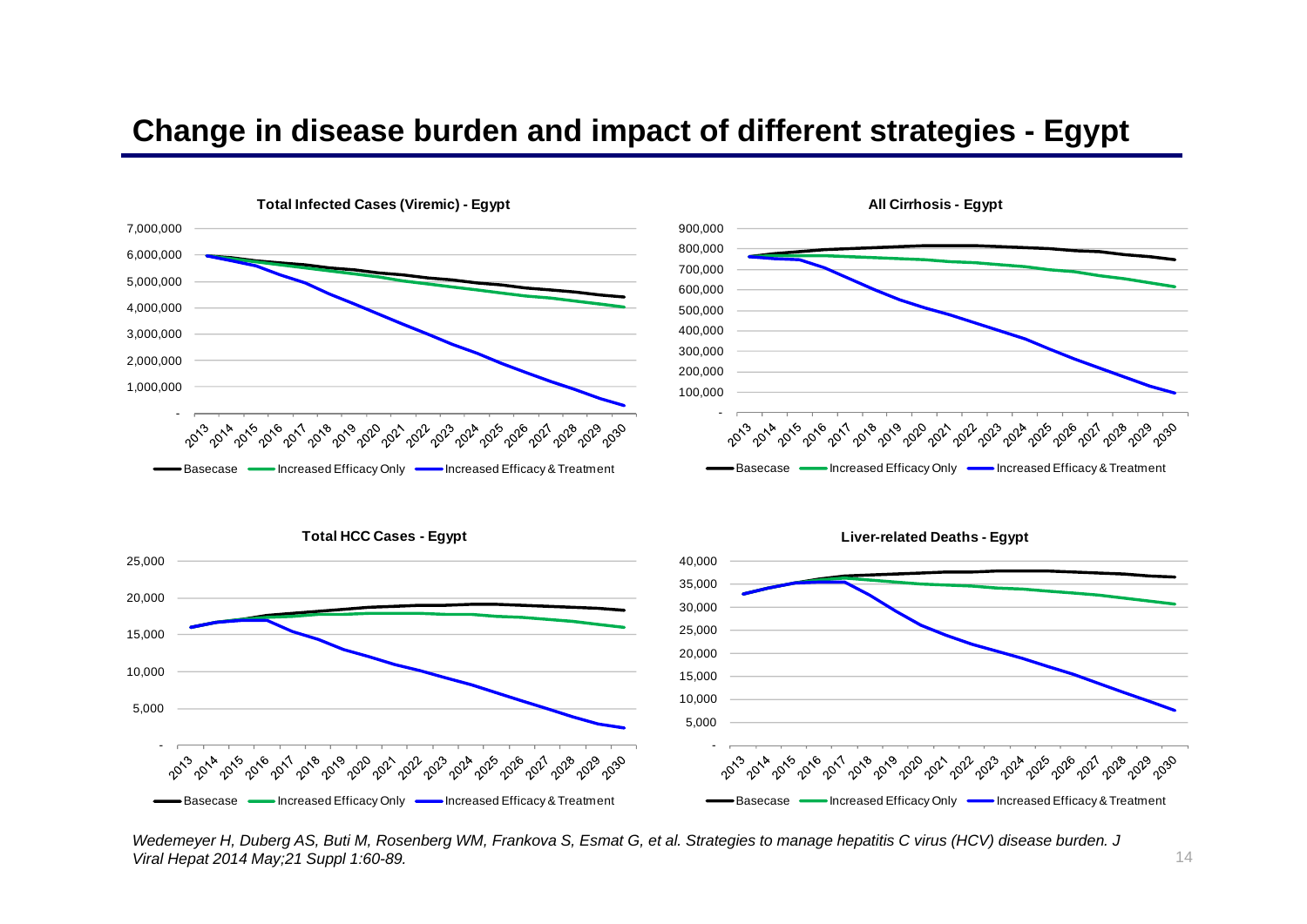# Change in disease burden and impact of different strategies - Egypt

**Total Infected Cases (Viremic) - Egypt**

**All Cirrhosis - Egypt**

**Total HCC Cases - Egypt**

**Liver-related Deaths - Egypt**

Basecase | Increased Efficacy Only | Increased Efficacy & Treatment

*Wedemeyer H, Duberg AS, Buti M, Rosenberg WM, Frankova S, Esmat G, et al. Strategies to manage hepatitis C virus (HCV) disease burden. J Viral Hepat 2014 May;21 Suppl 1:60-89.*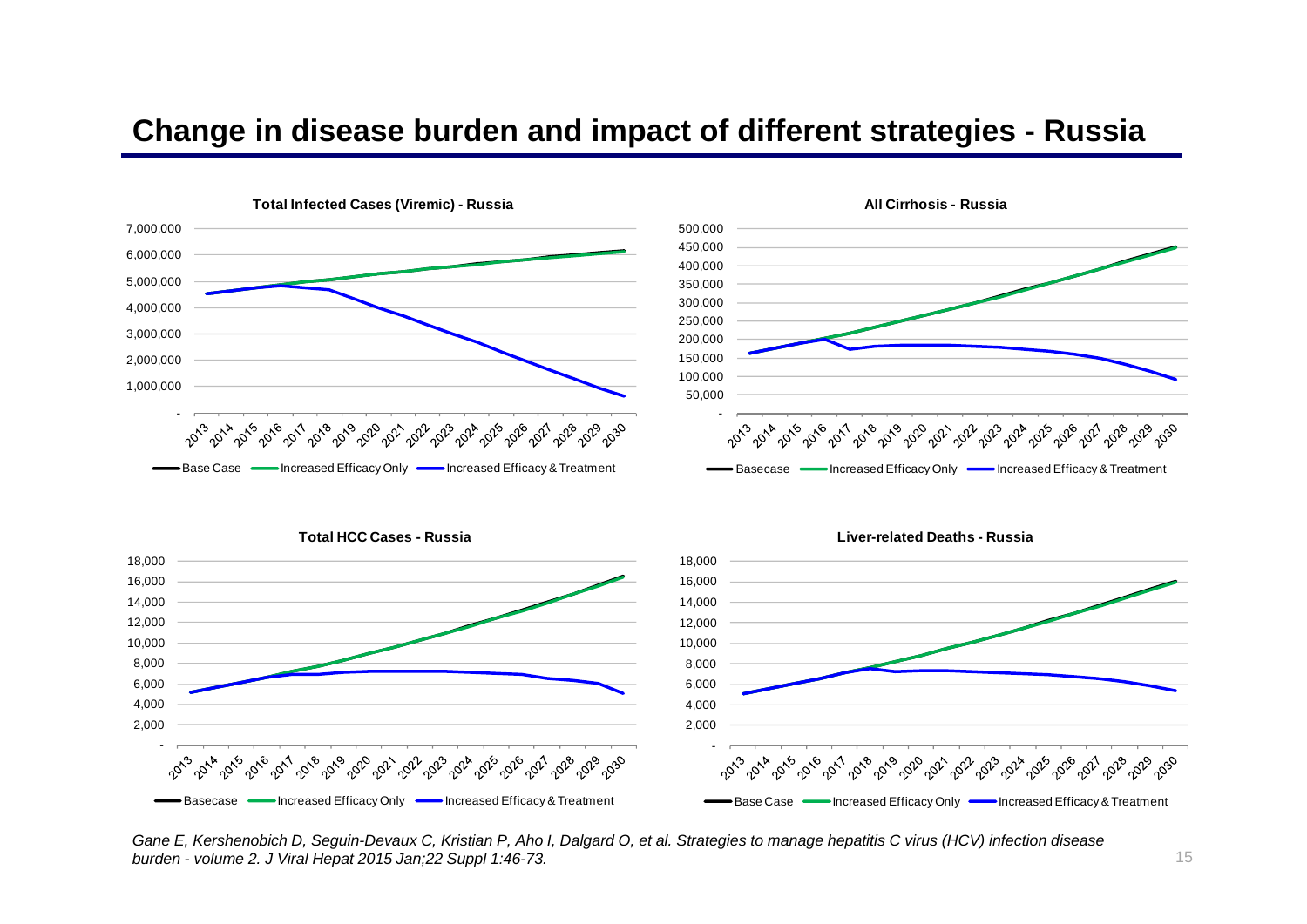# Change in disease burden and impact of different strategies - Russia

**Total Infected Cases (Viremic) - Russia**

Base Case — Increased Efficacy Only — Increased Efficacy & Treatment

**All Cirrhosis - Russia**

Basecase — Increased Efficacy Only — Increased Efficacy & Treatment

**Total HCC Cases - Russia**

Basecase — Increased Efficacy Only — Increased Efficacy & Treatment

**Liver-related Deaths - Russia**

Base Case — Increased Efficacy Only — Increased Efficacy & Treatment

*Gane E, Kershenobich D, Seguin-Devaux C, Kristian P, Aho I, Dalgard O, et al. Strategies to manage hepatitis C virus (HCV) infection disease burden - volume 2. J Viral Hepat 2015 Jan;22 Suppl 1:46-73.*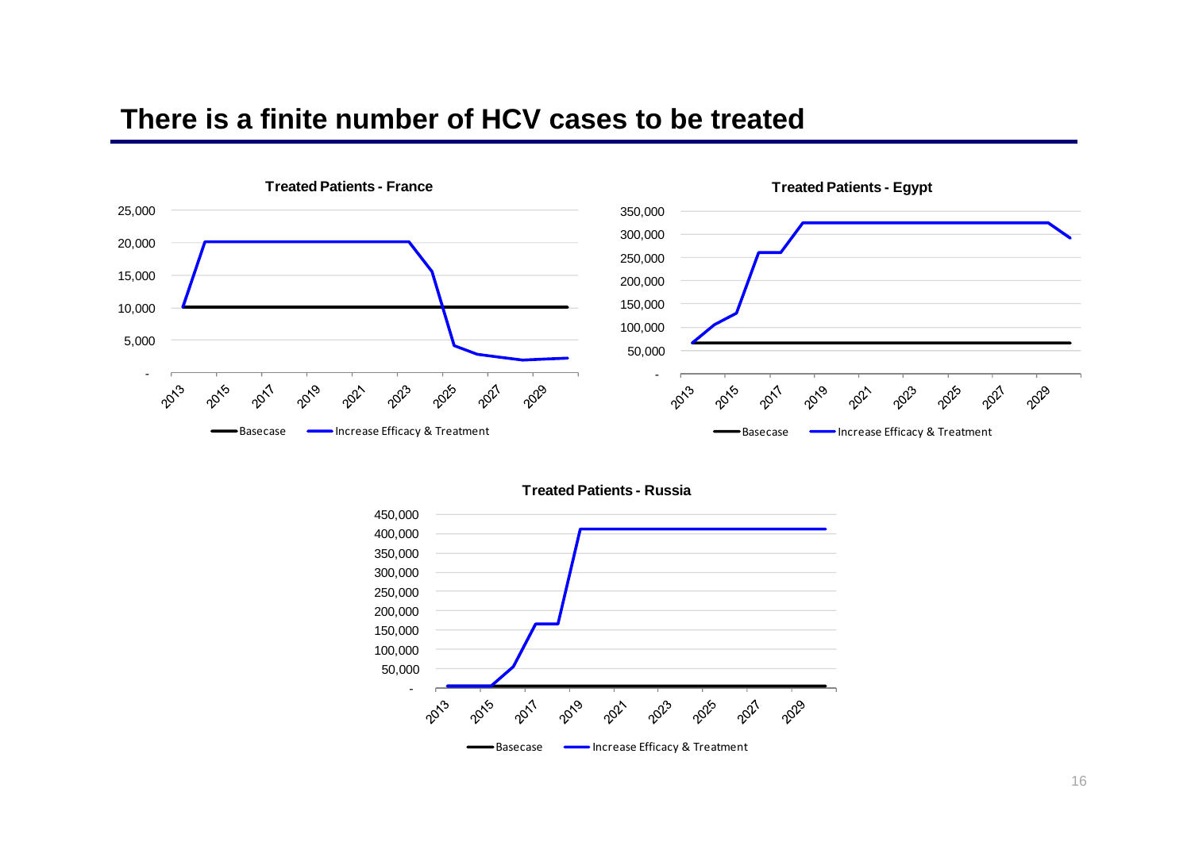# There is a finite number of HCV cases to be treated

**Treated Patients - France**

Basecase | Increase Efficacy & Treatment

**Treated Patients - Egypt**

Basecase | Increase Efficacy & Treatment

**Treated Patients - Russia**

Basecase | Increase Efficacy & Treatment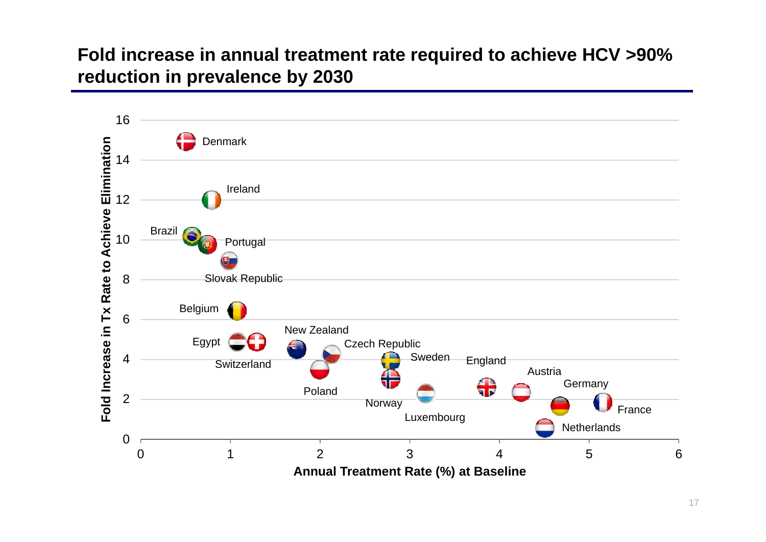# Fold increase in annual treatment rate required to achieve HCV >90% reduction in prevalence by 2030

Fold Increase in Tx Rate to Achieve Elimination

Annual Treatment Rate (%) at Baseline

Denmark, Ireland, Brazil, Portugal, Slovak Republic, Belgium, Egypt, Switzerland, New Zealand, Czech Republic, Poland, Sweden, Norway, Luxembourg, England, Austria, Germany, France, Netherlands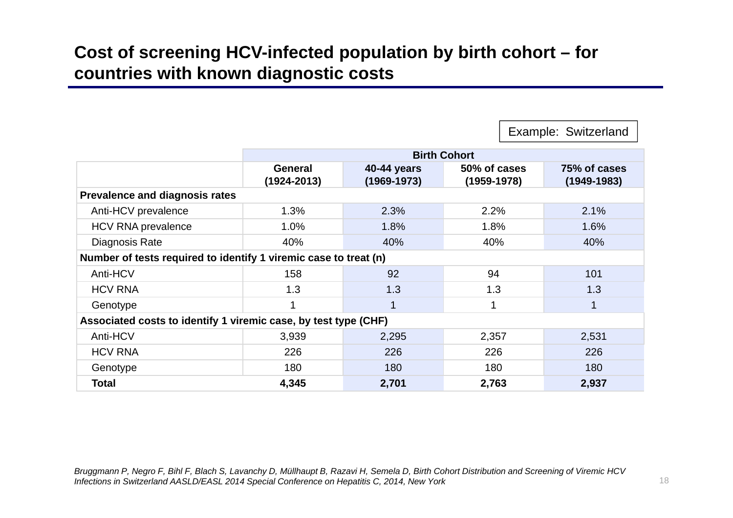# Cost of screening HCV-infected population by birth cohort – for countries with known diagnostic costs

Example: Switzerland

| | Birth Cohort | | | |
|---|---|---|---|---|
| | **General (1924-2013)** | **40-44 years (1969-1973)** | **50% of cases (1959-1978)** | **75% of cases (1949-1983)** |
| **Prevalence and diagnosis rates** | | | | |
| Anti-HCV prevalence | 1.3% | 2.3% | 2.2% | 2.1% |
| HCV RNA prevalence | 1.0% | 1.8% | 1.8% | 1.6% |
| Diagnosis Rate | 40% | 40% | 40% | 40% |
| **Number of tests required to identify 1 viremic case to treat (n)** | | | | |
| Anti-HCV | 158 | 92 | 94 | 101 |
| HCV RNA | 1.3 | 1.3 | 1.3 | 1.3 |
| Genotype | 1 | 1 | 1 | 1 |
| **Associated costs to identify 1 viremic case, by test type (CHF)** | | | | |
| Anti-HCV | 3,939 | 2,295 | 2,357 | 2,531 |
| HCV RNA | 226 | 226 | 226 | 226 |
| Genotype | 180 | 180 | 180 | 180 |
| **Total** | **4,345** | **2,701** | **2,763** | **2,937** |

*Bruggmann P, Negro F, Bihl F, Blach S, Lavanchy D, Müllhaupt B, Razavi H, Semela D, Birth Cohort Distribution and Screening of Viremic HCV Infections in Switzerland AASLD/EASL 2014 Special Conference on Hepatitis C, 2014, New York*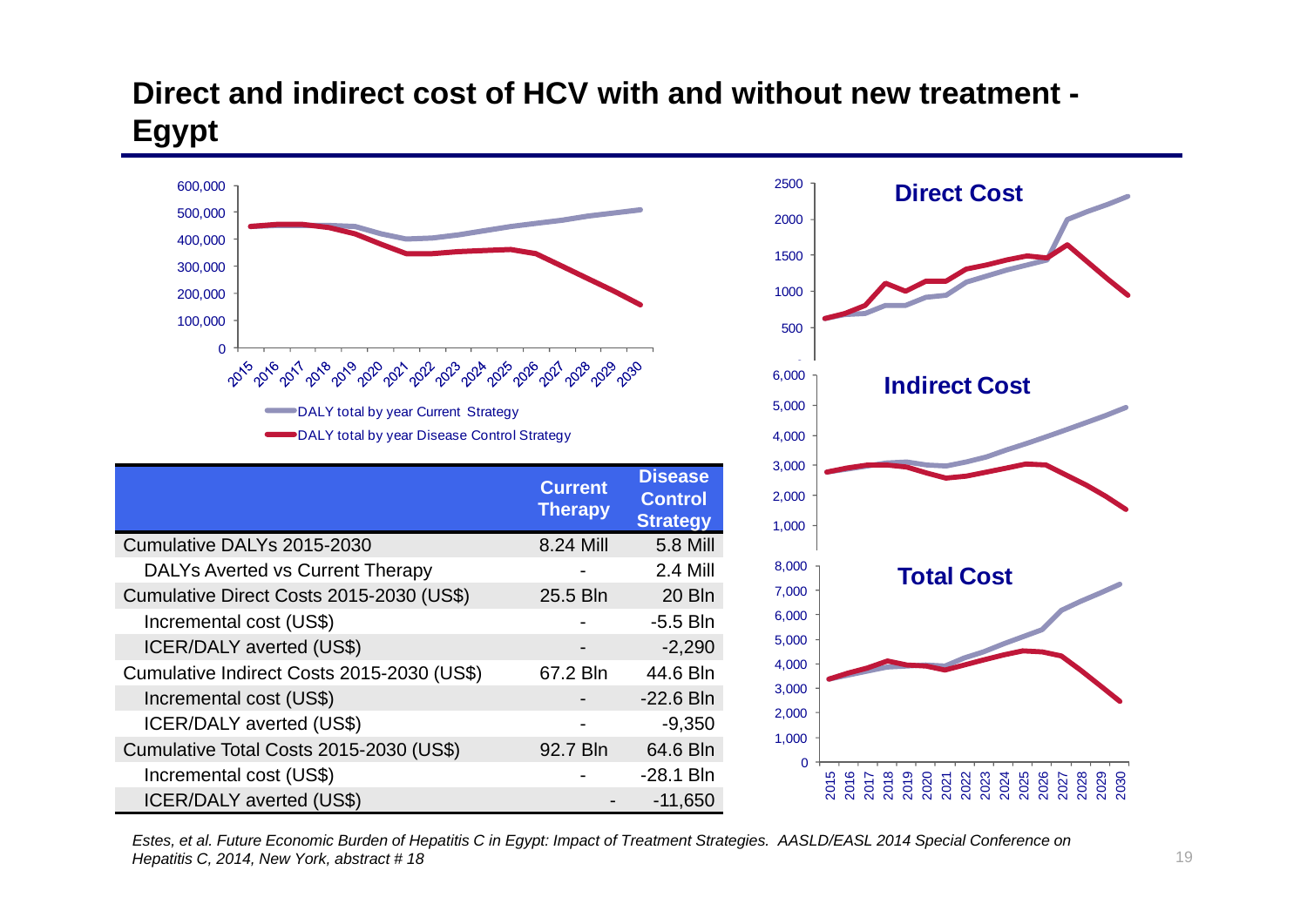# Direct and indirect cost of HCV with and without new treatment - Egypt

DALY total by year Current Strategy

DALY total by year Disease Control Strategy

| | Current Therapy | Disease Control Strategy |
|---|---|---|
| Cumulative DALYs 2015-2030 | 8.24 Mill | 5.8 Mill |
| DALYs Averted vs Current Therapy | - | 2.4 Mill |
| Cumulative Direct Costs 2015-2030 (US$) | 25.5 Bln | 20 Bln |
| Incremental cost (US$) | - | -5.5 Bln |
| ICER/DALY averted (US$) | - | -2,290 |
| Cumulative Indirect Costs 2015-2030 (US$) | 67.2 Bln | 44.6 Bln |
| Incremental cost (US$) | - | -22.6 Bln |
| ICER/DALY averted (US$) | - | -9,350 |
| Cumulative Total Costs 2015-2030 (US$) | 92.7 Bln | 64.6 Bln |
| Incremental cost (US$) | - | -28.1 Bln |
| ICER/DALY averted (US$) | - | -11,650 |

**Direct Cost**

**Indirect Cost**

**Total Cost**

*Estes, et al. Future Economic Burden of Hepatitis C in Egypt: Impact of Treatment Strategies. AASLD/EASL 2014 Special Conference on Hepatitis C, 2014, New York, abstract # 18*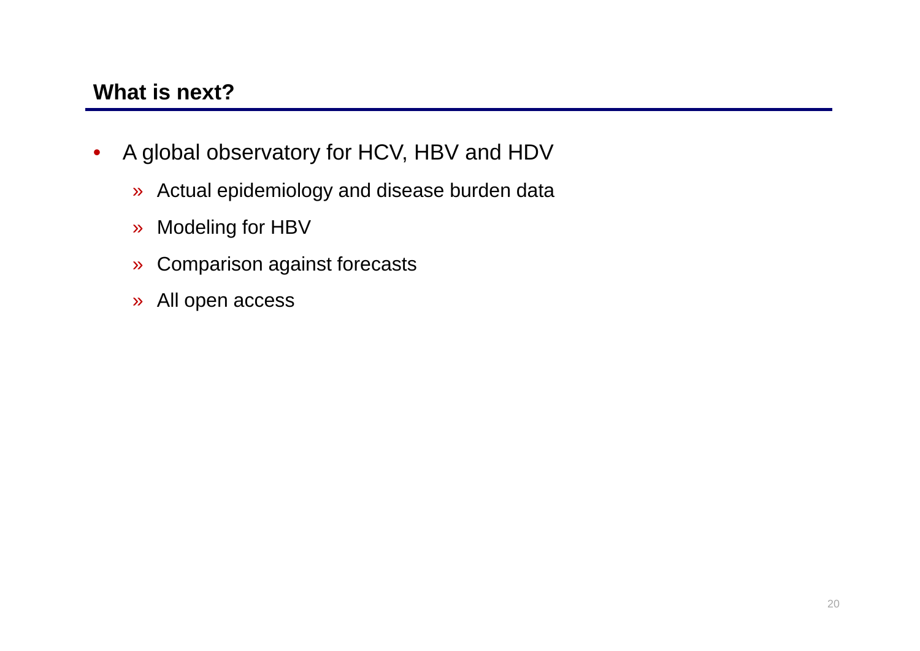## What is next?

- A global observatory for HCV, HBV and HDV
  - » Actual epidemiology and disease burden data
  - » Modeling for HBV
  - » Comparison against forecasts
  - » All open access